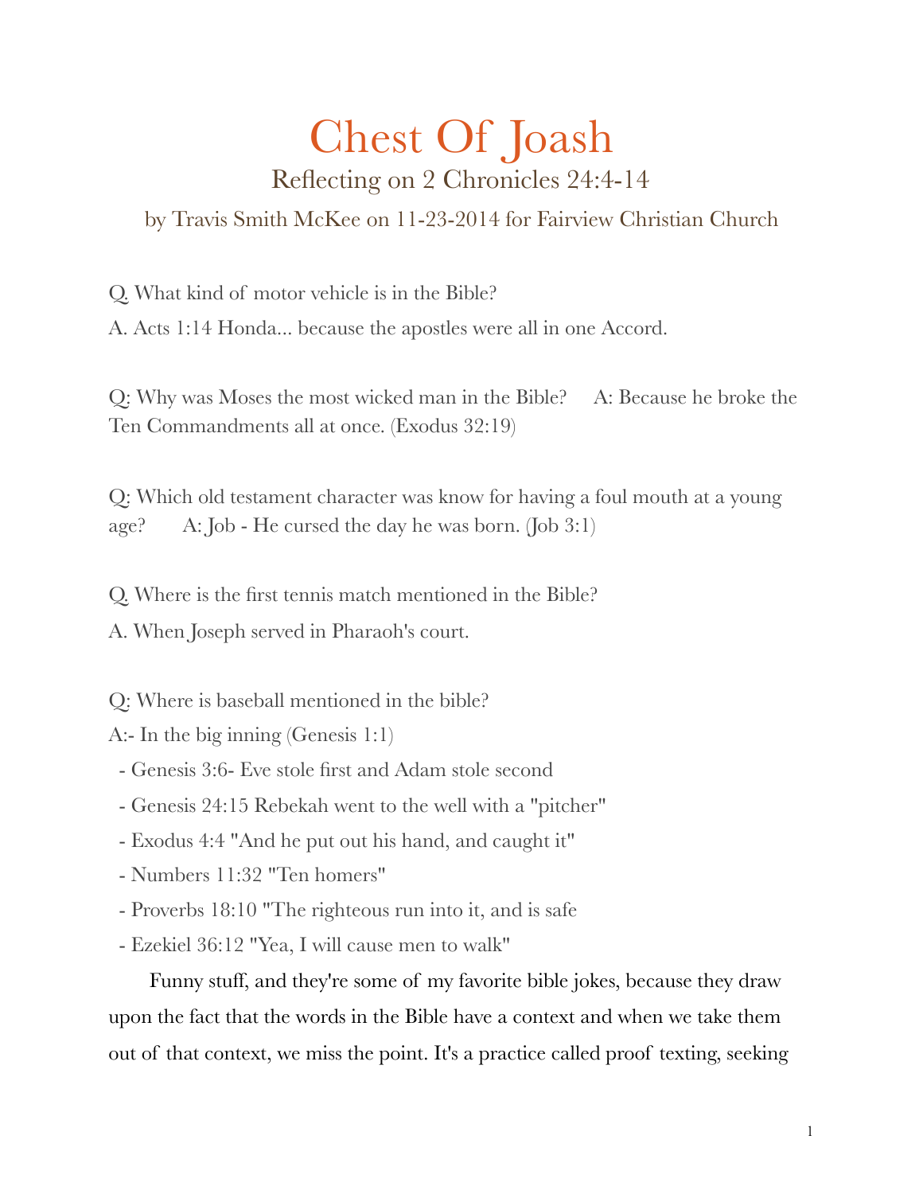# Chest Of Joash

## Reflecting on 2 Chronicles 24:4-14

by Travis Smith McKee on 11-23-2014 for Fairview Christian Church

Q. What kind of motor vehicle is in the Bible?

A. Acts 1:14 Honda... because the apostles were all in one Accord.

Q: Why was Moses the most wicked man in the Bible? A: Because he broke the Ten Commandments all at once. (Exodus 32:19)

Q: Which old testament character was know for having a foul mouth at a young age? A: Job - He cursed the day he was born. (Job 3:1)

Q. Where is the first tennis match mentioned in the Bible?

A. When Joseph served in Pharaoh's court.

Q: Where is baseball mentioned in the bible?

A:- In the big inning (Genesis 1:1)

- Genesis 3:6- Eve stole first and Adam stole second
- Genesis 24:15 Rebekah went to the well with a "pitcher"
- Exodus 4:4 "And he put out his hand, and caught it"
- Numbers 11:32 "Ten homers"
- Proverbs 18:10 "The righteous run into it, and is safe
- Ezekiel 36:12 "Yea, I will cause men to walk"

Funny stuff, and they're some of my favorite bible jokes, because they draw upon the fact that the words in the Bible have a context and when we take them out of that context, we miss the point. It's a practice called proof texting, seeking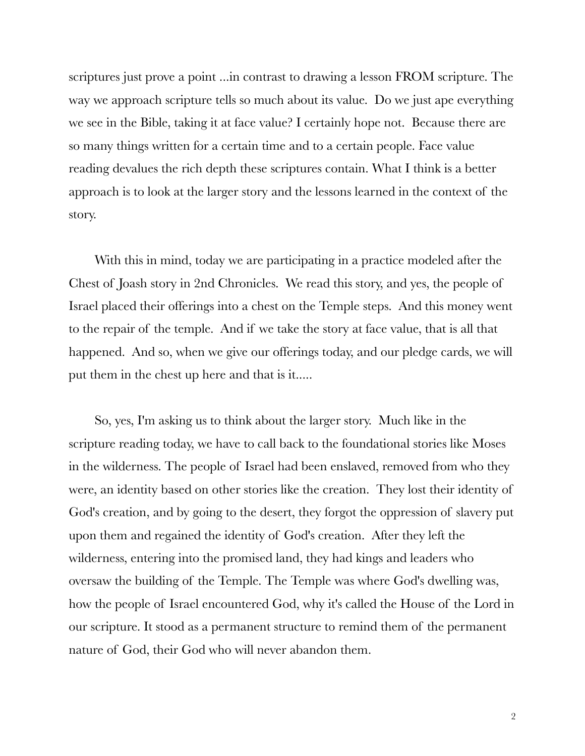scriptures just prove a point ...in contrast to drawing a lesson FROM scripture. The way we approach scripture tells so much about its value. Do we just ape everything we see in the Bible, taking it at face value? I certainly hope not. Because there are so many things written for a certain time and to a certain people. Face value reading devalues the rich depth these scriptures contain. What I think is a better approach is to look at the larger story and the lessons learned in the context of the story.

With this in mind, today we are participating in a practice modeled after the Chest of Joash story in 2nd Chronicles. We read this story, and yes, the people of Israel placed their offerings into a chest on the Temple steps. And this money went to the repair of the temple. And if we take the story at face value, that is all that happened. And so, when we give our offerings today, and our pledge cards, we will put them in the chest up here and that is it.....

So, yes, I'm asking us to think about the larger story. Much like in the scripture reading today, we have to call back to the foundational stories like Moses in the wilderness. The people of Israel had been enslaved, removed from who they were, an identity based on other stories like the creation. They lost their identity of God's creation, and by going to the desert, they forgot the oppression of slavery put upon them and regained the identity of God's creation. After they left the wilderness, entering into the promised land, they had kings and leaders who oversaw the building of the Temple. The Temple was where God's dwelling was, how the people of Israel encountered God, why it's called the House of the Lord in our scripture. It stood as a permanent structure to remind them of the permanent nature of God, their God who will never abandon them.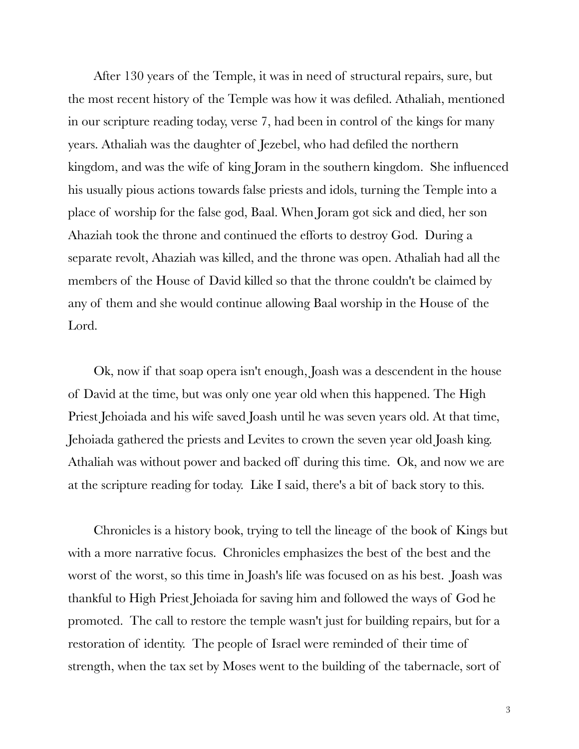After 130 years of the Temple, it was in need of structural repairs, sure, but the most recent history of the Temple was how it was defiled. Athaliah, mentioned in our scripture reading today, verse 7, had been in control of the kings for many years. Athaliah was the daughter of Jezebel, who had defiled the northern kingdom, and was the wife of king Joram in the southern kingdom. She influenced his usually pious actions towards false priests and idols, turning the Temple into a place of worship for the false god, Baal. When Joram got sick and died, her son Ahaziah took the throne and continued the efforts to destroy God. During a separate revolt, Ahaziah was killed, and the throne was open. Athaliah had all the members of the House of David killed so that the throne couldn't be claimed by any of them and she would continue allowing Baal worship in the House of the Lord.

Ok, now if that soap opera isn't enough, Joash was a descendent in the house of David at the time, but was only one year old when this happened. The High Priest Jehoiada and his wife saved Joash until he was seven years old. At that time, Jehoiada gathered the priests and Levites to crown the seven year old Joash king. Athaliah was without power and backed off during this time. Ok, and now we are at the scripture reading for today. Like I said, there's a bit of back story to this.

Chronicles is a history book, trying to tell the lineage of the book of Kings but with a more narrative focus. Chronicles emphasizes the best of the best and the worst of the worst, so this time in Joash's life was focused on as his best. Joash was thankful to High Priest Jehoiada for saving him and followed the ways of God he promoted. The call to restore the temple wasn't just for building repairs, but for a restoration of identity. The people of Israel were reminded of their time of strength, when the tax set by Moses went to the building of the tabernacle, sort of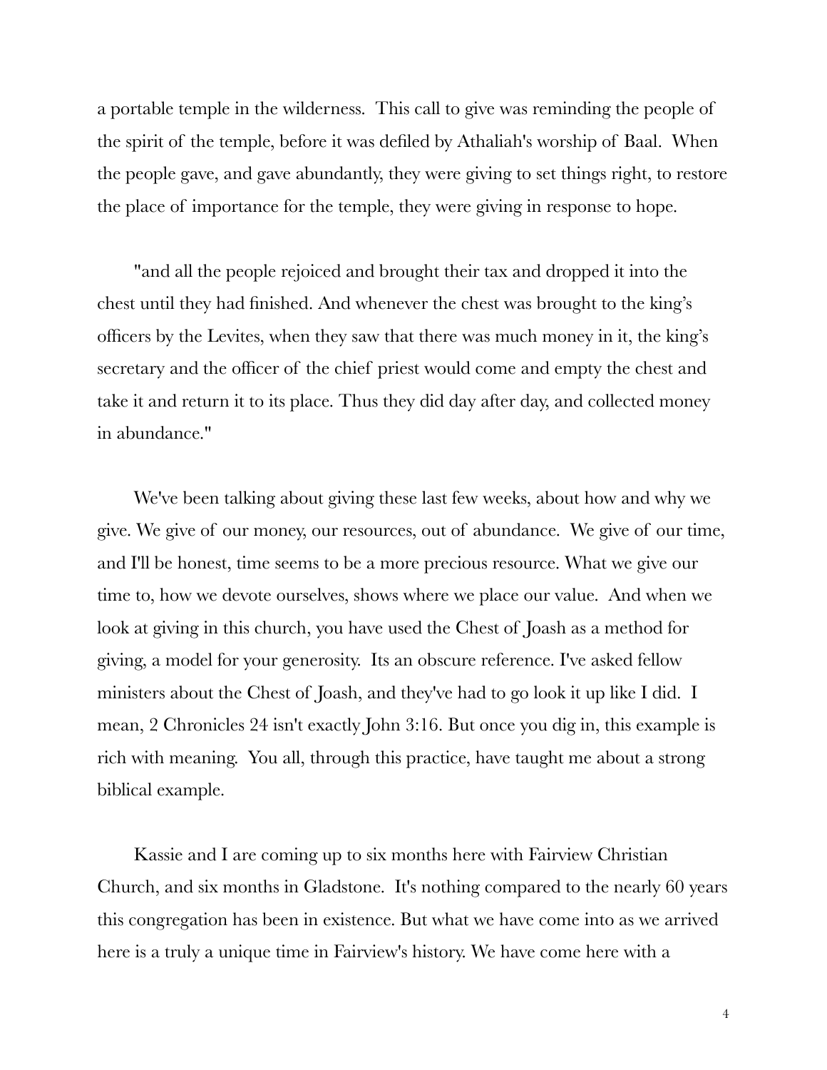a portable temple in the wilderness. This call to give was reminding the people of the spirit of the temple, before it was defiled by Athaliah's worship of Baal. When the people gave, and gave abundantly, they were giving to set things right, to restore the place of importance for the temple, they were giving in response to hope.

"and all the people rejoiced and brought their tax and dropped it into the chest until they had finished. And whenever the chest was brought to the king's officers by the Levites, when they saw that there was much money in it, the king's secretary and the officer of the chief priest would come and empty the chest and take it and return it to its place. Thus they did day after day, and collected money in abundance."

We've been talking about giving these last few weeks, about how and why we give. We give of our money, our resources, out of abundance. We give of our time, and I'll be honest, time seems to be a more precious resource. What we give our time to, how we devote ourselves, shows where we place our value. And when we look at giving in this church, you have used the Chest of Joash as a method for giving, a model for your generosity. Its an obscure reference. I've asked fellow ministers about the Chest of Joash, and they've had to go look it up like I did. I mean, 2 Chronicles 24 isn't exactly John 3:16. But once you dig in, this example is rich with meaning. You all, through this practice, have taught me about a strong biblical example.

Kassie and I are coming up to six months here with Fairview Christian Church, and six months in Gladstone. It's nothing compared to the nearly 60 years this congregation has been in existence. But what we have come into as we arrived here is a truly a unique time in Fairview's history. We have come here with a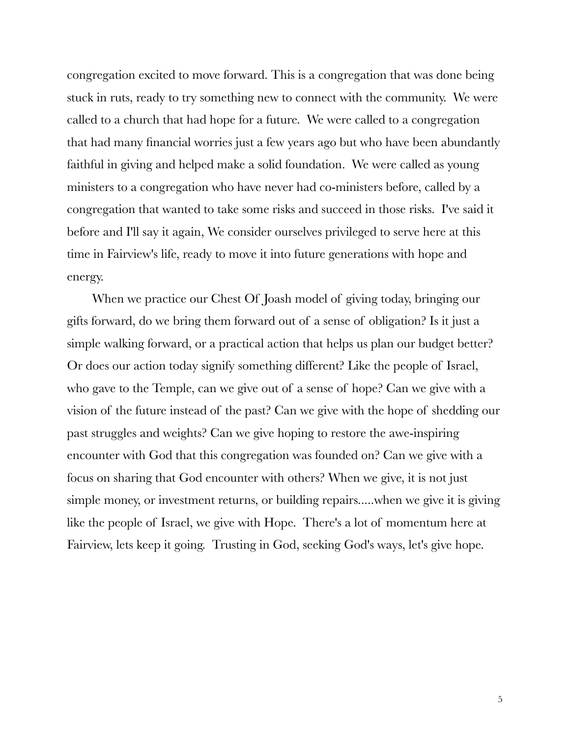congregation excited to move forward. This is a congregation that was done being stuck in ruts, ready to try something new to connect with the community. We were called to a church that had hope for a future. We were called to a congregation that had many financial worries just a few years ago but who have been abundantly faithful in giving and helped make a solid foundation. We were called as young ministers to a congregation who have never had co-ministers before, called by a congregation that wanted to take some risks and succeed in those risks. I've said it before and I'll say it again, We consider ourselves privileged to serve here at this time in Fairview's life, ready to move it into future generations with hope and energy.

When we practice our Chest Of Joash model of giving today, bringing our gifts forward, do we bring them forward out of a sense of obligation? Is it just a simple walking forward, or a practical action that helps us plan our budget better? Or does our action today signify something different? Like the people of Israel, who gave to the Temple, can we give out of a sense of hope? Can we give with a vision of the future instead of the past? Can we give with the hope of shedding our past struggles and weights? Can we give hoping to restore the awe-inspiring encounter with God that this congregation was founded on? Can we give with a focus on sharing that God encounter with others? When we give, it is not just simple money, or investment returns, or building repairs.....when we give it is giving like the people of Israel, we give with Hope. There's a lot of momentum here at Fairview, lets keep it going. Trusting in God, seeking God's ways, let's give hope.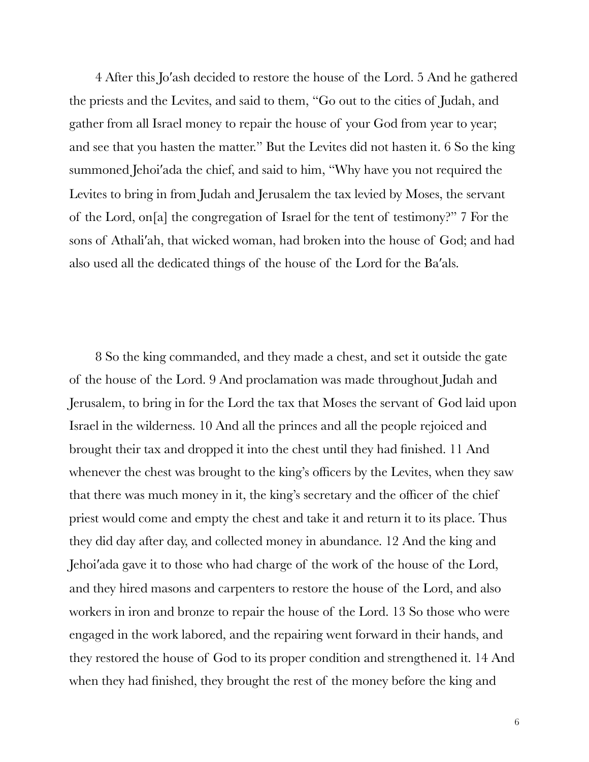4 After this Jo′ash decided to restore the house of the Lord. 5 And he gathered the priests and the Levites, and said to them, “Go out to the cities of Judah, and gather from all Israel money to repair the house of your God from year to year; and see that you hasten the matter.” But the Levites did not hasten it. 6 So the king summoned Jehoi′ada the chief, and said to him, “Why have you not required the Levites to bring in from Judah and Jerusalem the tax levied by Moses, the servant of the Lord, on[a] the congregation of Israel for the tent of testimony?” 7 For the sons of Athali′ah, that wicked woman, had broken into the house of God; and had also used all the dedicated things of the house of the Lord for the Ba′als.

8 So the king commanded, and they made a chest, and set it outside the gate of the house of the Lord. 9 And proclamation was made throughout Judah and Jerusalem, to bring in for the Lord the tax that Moses the servant of God laid upon Israel in the wilderness. 10 And all the princes and all the people rejoiced and brought their tax and dropped it into the chest until they had finished. 11 And whenever the chest was brought to the king’s officers by the Levites, when they saw that there was much money in it, the king’s secretary and the officer of the chief priest would come and empty the chest and take it and return it to its place. Thus they did day after day, and collected money in abundance. 12 And the king and Jehoi′ada gave it to those who had charge of the work of the house of the Lord, and they hired masons and carpenters to restore the house of the Lord, and also workers in iron and bronze to repair the house of the Lord. 13 So those who were engaged in the work labored, and the repairing went forward in their hands, and they restored the house of God to its proper condition and strengthened it. 14 And when they had finished, they brought the rest of the money before the king and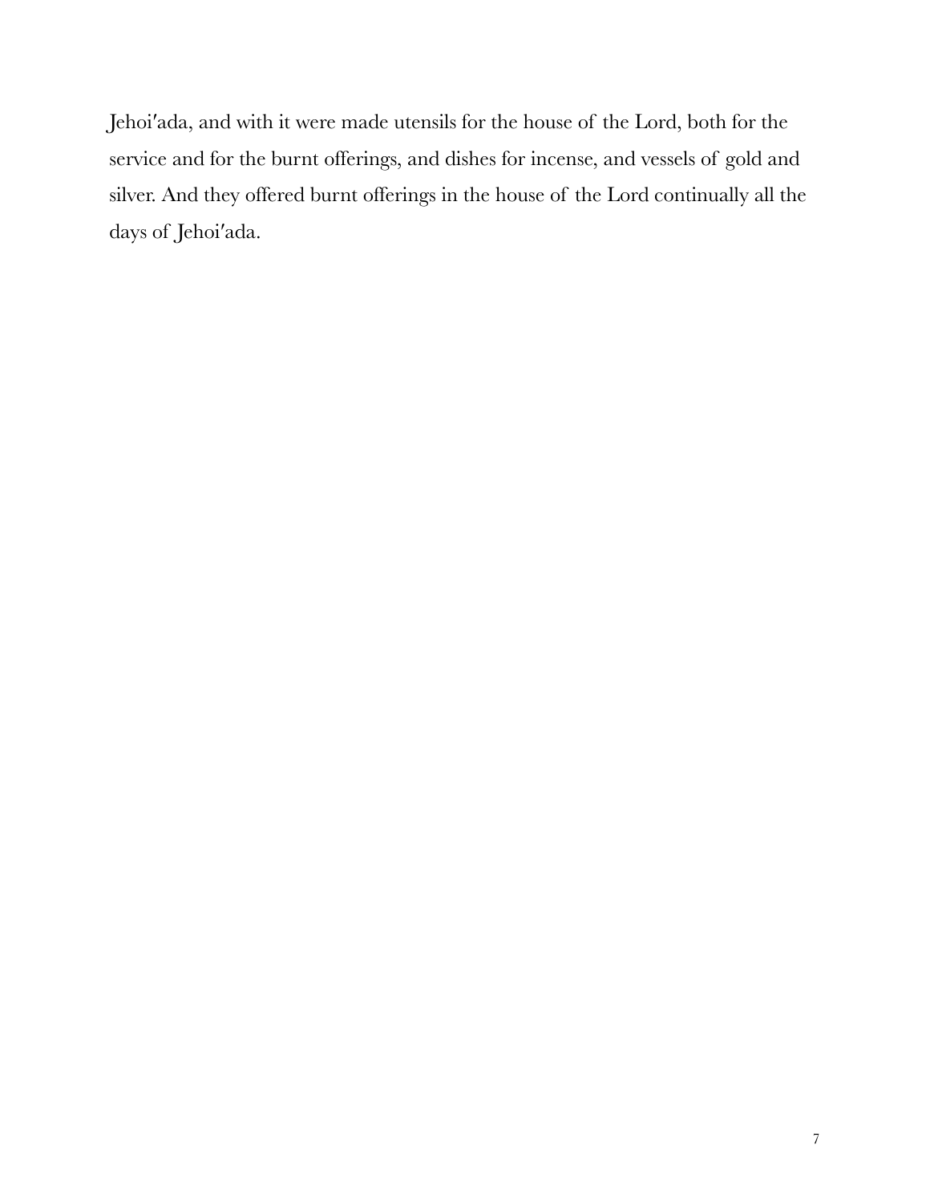Jehoi′ada, and with it were made utensils for the house of the Lord, both for the service and for the burnt offerings, and dishes for incense, and vessels of gold and silver. And they offered burnt offerings in the house of the Lord continually all the days of Jehoi′ada.